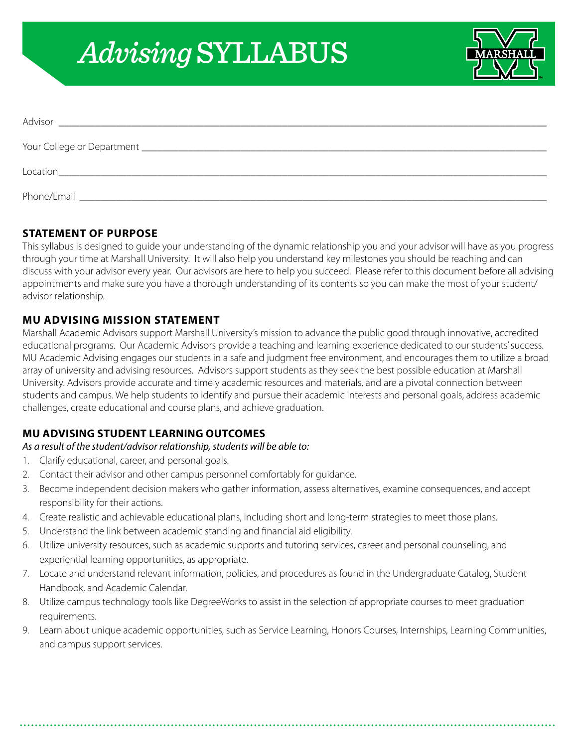# *Advising* SYLLABUS

Advisor ____________________________________________

Your College or Department ____________________________________________

Location____________________________________________

Phone/Email ____________________________________________

## STATEMENT OF PURPOSE

This syllabus is designed to guide your understanding of the dynamic relationship you and your advisor will have as you progress through your time at Marshall University. It will also help you understand key milestones you should be reaching and can discuss with your advisor every year. Our advisors are here to help you succeed. Please refer to this document before all advising appointments and make sure you have a thorough understanding of its contents so you can make the most of your student/advisor relationship.

## MU ADVISING MISSION STATEMENT

Marshall Academic Advisors support Marshall University's mission to advance the public good through innovative, accredited educational programs. Our Academic Advisors provide a teaching and learning experience dedicated to our students' success. MU Academic Advising engages our students in a safe and judgment free environment, and encourages them to utilize a broad array of university and advising resources. Advisors support students as they seek the best possible education at Marshall University. Advisors provide accurate and timely academic resources and materials, and are a pivotal connection between students and campus. We help students to identify and pursue their academic interests and personal goals, address academic challenges, create educational and course plans, and achieve graduation.

## MU ADVISING STUDENT LEARNING OUTCOMES

*As a result of the student/advisor relationship, students will be able to:*

1. Clarify educational, career, and personal goals.
2. Contact their advisor and other campus personnel comfortably for guidance.
3. Become independent decision makers who gather information, assess alternatives, examine consequences, and accept responsibility for their actions.
4. Create realistic and achievable educational plans, including short and long-term strategies to meet those plans.
5. Understand the link between academic standing and financial aid eligibility.
6. Utilize university resources, such as academic supports and tutoring services, career and personal counseling, and experiential learning opportunities, as appropriate.
7. Locate and understand relevant information, policies, and procedures as found in the Undergraduate Catalog, Student Handbook, and Academic Calendar.
8. Utilize campus technology tools like DegreeWorks to assist in the selection of appropriate courses to meet graduation requirements.
9. Learn about unique academic opportunities, such as Service Learning, Honors Courses, Internships, Learning Communities, and campus support services.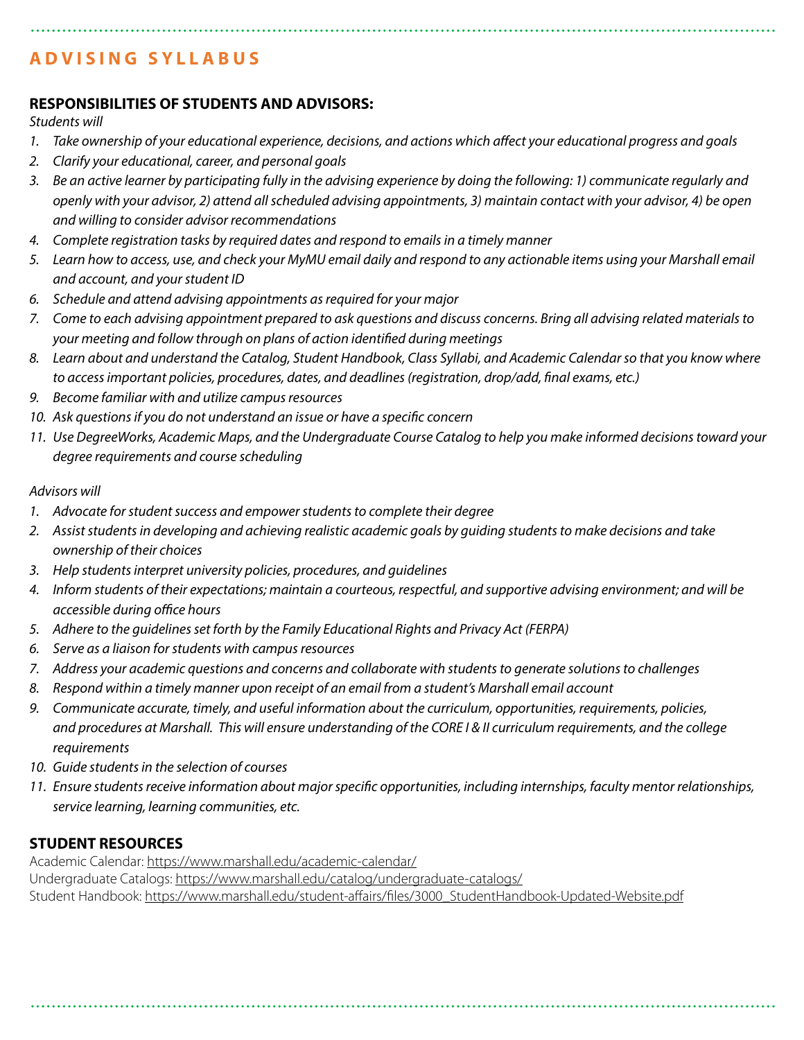## ADVISING SYLLABUS

### RESPONSIBILITIES OF STUDENTS AND ADVISORS:

*Students will*

1. *Take ownership of your educational experience, decisions, and actions which affect your educational progress and goals*
2. *Clarify your educational, career, and personal goals*
3. *Be an active learner by participating fully in the advising experience by doing the following: 1) communicate regularly and openly with your advisor, 2) attend all scheduled advising appointments, 3) maintain contact with your advisor, 4) be open and willing to consider advisor recommendations*
4. *Complete registration tasks by required dates and respond to emails in a timely manner*
5. *Learn how to access, use, and check your MyMU email daily and respond to any actionable items using your Marshall email and account, and your student ID*
6. *Schedule and attend advising appointments as required for your major*
7. *Come to each advising appointment prepared to ask questions and discuss concerns. Bring all advising related materials to your meeting and follow through on plans of action identified during meetings*
8. *Learn about and understand the Catalog, Student Handbook, Class Syllabi, and Academic Calendar so that you know where to access important policies, procedures, dates, and deadlines (registration, drop/add, final exams, etc.)*
9. *Become familiar with and utilize campus resources*
10. *Ask questions if you do not understand an issue or have a specific concern*
11. *Use DegreeWorks, Academic Maps, and the Undergraduate Course Catalog to help you make informed decisions toward your degree requirements and course scheduling*

*Advisors will*

1. *Advocate for student success and empower students to complete their degree*
2. *Assist students in developing and achieving realistic academic goals by guiding students to make decisions and take ownership of their choices*
3. *Help students interpret university policies, procedures, and guidelines*
4. *Inform students of their expectations; maintain a courteous, respectful, and supportive advising environment; and will be accessible during office hours*
5. *Adhere to the guidelines set forth by the Family Educational Rights and Privacy Act (FERPA)*
6. *Serve as a liaison for students with campus resources*
7. *Address your academic questions and concerns and collaborate with students to generate solutions to challenges*
8. *Respond within a timely manner upon receipt of an email from a student's Marshall email account*
9. *Communicate accurate, timely, and useful information about the curriculum, opportunities, requirements, policies, and procedures at Marshall. This will ensure understanding of the CORE I & II curriculum requirements, and the college requirements*
10. *Guide students in the selection of courses*
11. *Ensure students receive information about major specific opportunities, including internships, faculty mentor relationships, service learning, learning communities, etc.*

### STUDENT RESOURCES

Academic Calendar: https://www.marshall.edu/academic-calendar/
Undergraduate Catalogs: https://www.marshall.edu/catalog/undergraduate-catalogs/
Student Handbook: https://www.marshall.edu/student-affairs/files/3000_StudentHandbook-Updated-Website.pdf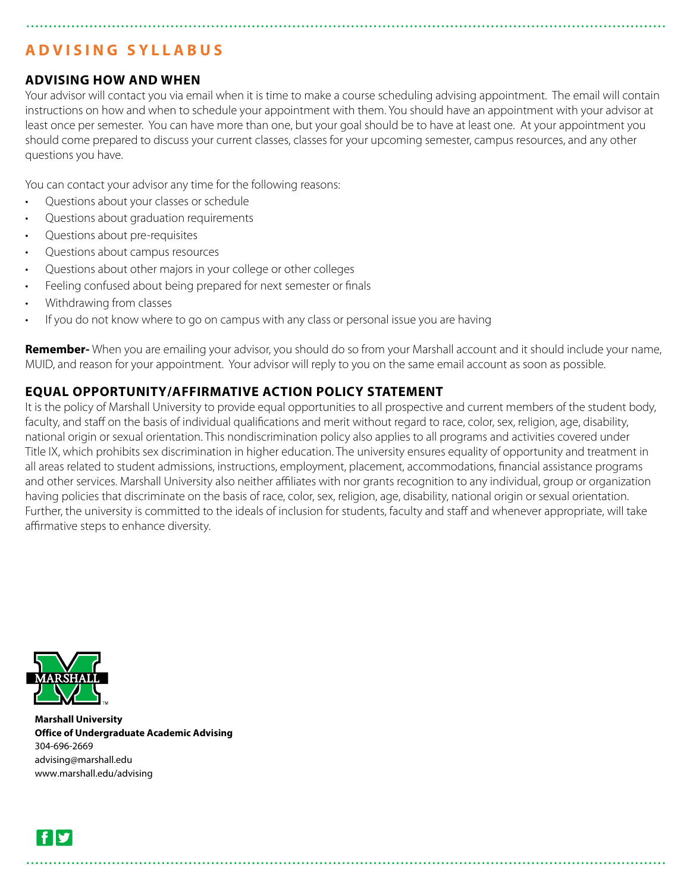# ADVISING SYLLABUS

## ADVISING HOW AND WHEN

Your advisor will contact you via email when it is time to make a course scheduling advising appointment. The email will contain instructions on how and when to schedule your appointment with them. You should have an appointment with your advisor at least once per semester. You can have more than one, but your goal should be to have at least one. At your appointment you should come prepared to discuss your current classes, classes for your upcoming semester, campus resources, and any other questions you have.

You can contact your advisor any time for the following reasons:

- Questions about your classes or schedule
- Questions about graduation requirements
- Questions about pre-requisites
- Questions about campus resources
- Questions about other majors in your college or other colleges
- Feeling confused about being prepared for next semester or finals
- Withdrawing from classes
- If you do not know where to go on campus with any class or personal issue you are having

**Remember-** When you are emailing your advisor, you should do so from your Marshall account and it should include your name, MUID, and reason for your appointment. Your advisor will reply to you on the same email account as soon as possible.

## EQUAL OPPORTUNITY/AFFIRMATIVE ACTION POLICY STATEMENT

It is the policy of Marshall University to provide equal opportunities to all prospective and current members of the student body, faculty, and staff on the basis of individual qualifications and merit without regard to race, color, sex, religion, age, disability, national origin or sexual orientation. This nondiscrimination policy also applies to all programs and activities covered under Title IX, which prohibits sex discrimination in higher education. The university ensures equality of opportunity and treatment in all areas related to student admissions, instructions, employment, placement, accommodations, financial assistance programs and other services. Marshall University also neither affiliates with nor grants recognition to any individual, group or organization having policies that discriminate on the basis of race, color, sex, religion, age, disability, national origin or sexual orientation. Further, the university is committed to the ideals of inclusion for students, faculty and staff and whenever appropriate, will take affirmative steps to enhance diversity.

MARSHALL

**Marshall University**
**Office of Undergraduate Academic Advising**
304-696-2669
advising@marshall.edu
www.marshall.edu/advising